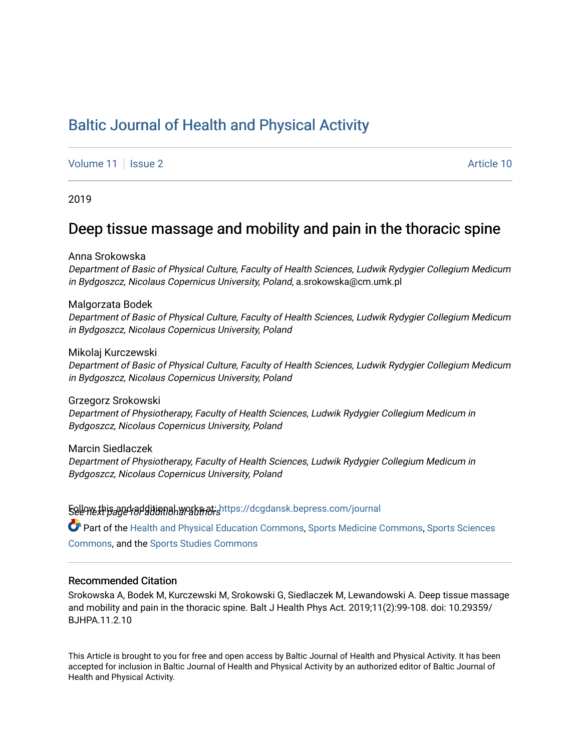# Baltic Journal of Health and Physical Activity

Volume 11 | Issue 2 | Article 10

2019

## Deep tissue massage and mobility and pain in the thoracic spine

Anna Srokowska
*Department of Basic of Physical Culture, Faculty of Health Sciences, Ludwik Rydygier Collegium Medicum in Bydgoszcz, Nicolaus Copernicus University, Poland*, a.srokowska@cm.umk.pl

Malgorzata Bodek
*Department of Basic of Physical Culture, Faculty of Health Sciences, Ludwik Rydygier Collegium Medicum in Bydgoszcz, Nicolaus Copernicus University, Poland*

Mikolaj Kurczewski
*Department of Basic of Physical Culture, Faculty of Health Sciences, Ludwik Rydygier Collegium Medicum in Bydgoszcz, Nicolaus Copernicus University, Poland*

Grzegorz Srokowski
*Department of Physiotherapy, Faculty of Health Sciences, Ludwik Rydygier Collegium Medicum in Bydgoszcz, Nicolaus Copernicus University, Poland*

Marcin Siedlaczek
*Department of Physiotherapy, Faculty of Health Sciences, Ludwik Rydygier Collegium Medicum in Bydgoszcz, Nicolaus Copernicus University, Poland*

*See next page for additional authors*

Follow this and additional works at: https://dcgdansk.bepress.com/journal

Part of the Health and Physical Education Commons, Sports Medicine Commons, Sports Sciences Commons, and the Sports Studies Commons

### Recommended Citation

Srokowska A, Bodek M, Kurczewski M, Srokowski G, Siedlaczek M, Lewandowski A. Deep tissue massage and mobility and pain in the thoracic spine. Balt J Health Phys Act. 2019;11(2):99-108. doi: 10.29359/BJHPA.11.2.10

This Article is brought to you for free and open access by Baltic Journal of Health and Physical Activity. It has been accepted for inclusion in Baltic Journal of Health and Physical Activity by an authorized editor of Baltic Journal of Health and Physical Activity.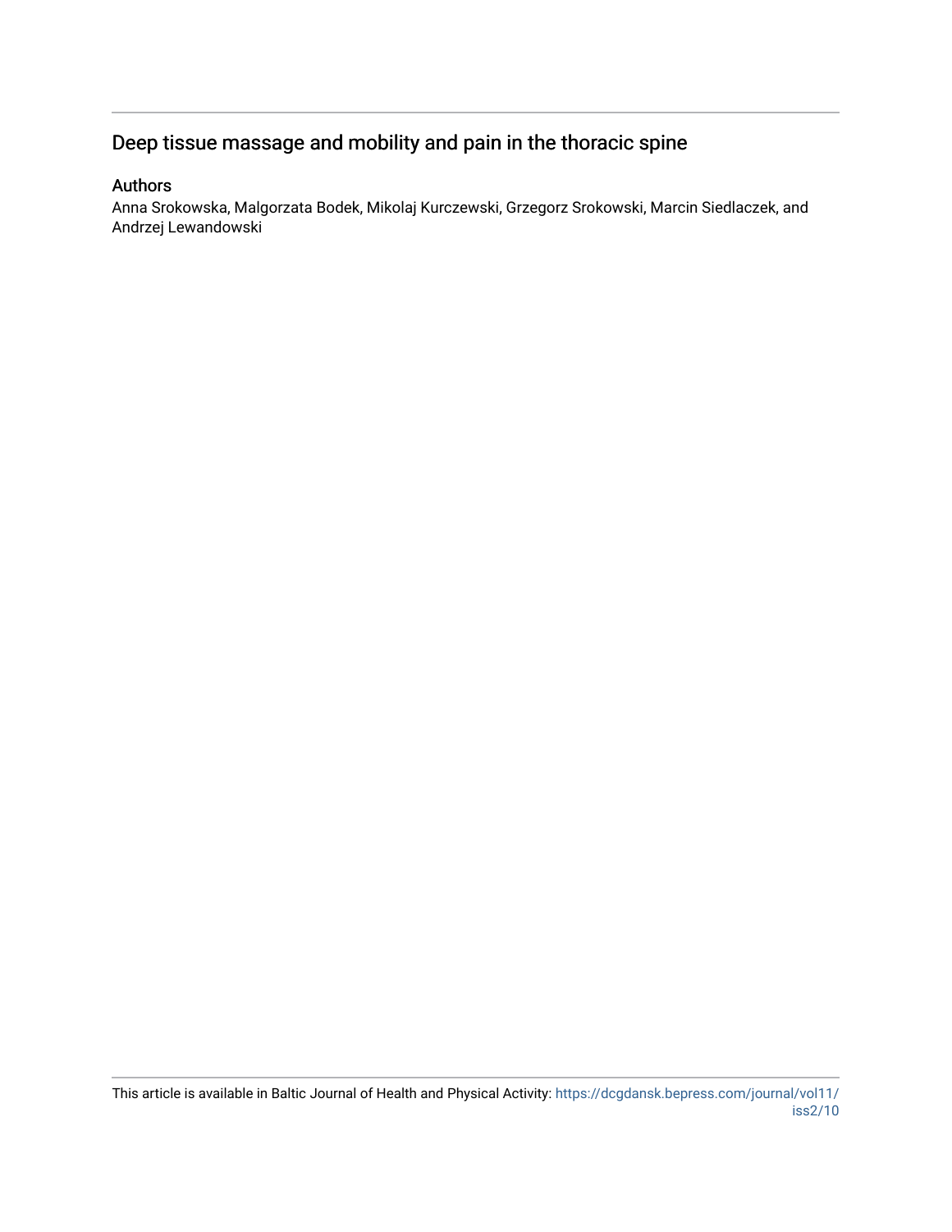# Deep tissue massage and mobility and pain in the thoracic spine

## Authors

Anna Srokowska, Malgorzata Bodek, Mikolaj Kurczewski, Grzegorz Srokowski, Marcin Siedlaczek, and Andrzej Lewandowski

This article is available in Baltic Journal of Health and Physical Activity: https://dcgdansk.bepress.com/journal/vol11/iss2/10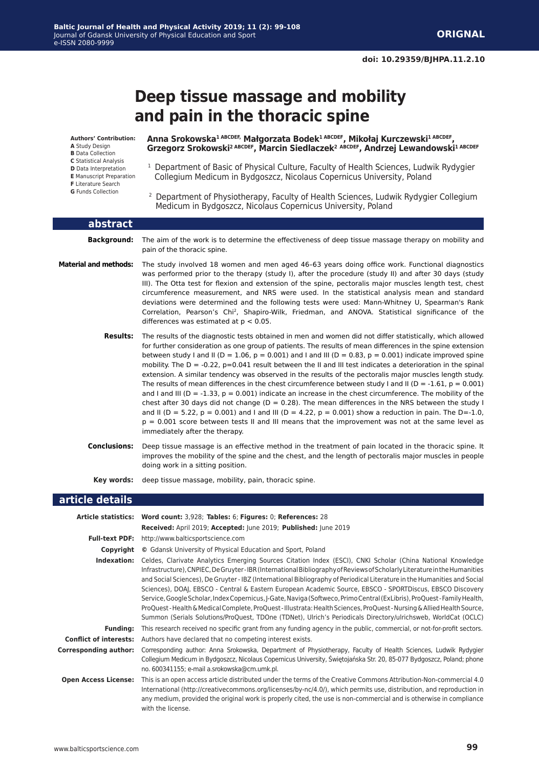ORIGNAL

doi: 10.29359/BJHPA.11.2.10

# Deep tissue massage and mobility and pain in the thoracic spine

**Authors' Contribution:**
**A** Study Design
**B** Data Collection
**C** Statistical Analysis
**D** Data Interpretation
**E** Manuscript Preparation
**F** Literature Search
**G** Funds Collection

**Anna Srokowska[1 ABCDEF], Małgorzata Bodek[1 ABCDEF], Mikołaj Kurczewski[1 ABCDEF], Grzegorz Srokowski[2 ABCDEF], Marcin Siedlaczek[2 ABCDEF], Andrzej Lewandowski[1 ABCDEF]**

[1] Department of Basic of Physical Culture, Faculty of Health Sciences, Ludwik Rydygier Collegium Medicum in Bydgoszcz, Nicolaus Copernicus University, Poland

[2] Department of Physiotherapy, Faculty of Health Sciences, Ludwik Rydygier Collegium Medicum in Bydgoszcz, Nicolaus Copernicus University, Poland

## abstract

**Background:** The aim of the work is to determine the effectiveness of deep tissue massage therapy on mobility and pain of the thoracic spine.

**Material and methods:** The study involved 18 women and men aged 46–63 years doing office work. Functional diagnostics was performed prior to the therapy (study I), after the procedure (study II) and after 30 days (study III). The Otta test for flexion and extension of the spine, pectoralis major muscles length test, chest circumference measurement, and NRS were used. In the statistical analysis mean and standard deviations were determined and the following tests were used: Mann-Whitney U, Spearman's Rank Correlation, Pearson's Chi$^2$, Shapiro-Wilk, Friedman, and ANOVA. Statistical significance of the differences was estimated at $p < 0.05$.

**Results:** The results of the diagnostic tests obtained in men and women did not differ statistically, which allowed for further consideration as one group of patients. The results of mean differences in the spine extension between study I and II (D = 1.06, p = 0.001) and I and III (D = 0.83, p = 0.001) indicate improved spine mobility. The D = -0.22, p=0.041 result between the II and III test indicates a deterioration in the spinal extension. A similar tendency was observed in the results of the pectoralis major muscles length study. The results of mean differences in the chest circumference between study I and II (D = -1.61, p = 0.001) and I and III (D = -1.33, p = 0.001) indicate an increase in the chest circumference. The mobility of the chest after 30 days did not change (D = 0.28). The mean differences in the NRS between the study I and II (D = 5.22, p = 0.001) and I and III (D = 4.22, p = 0.001) show a reduction in pain. The D=-1.0, p = 0.001 score between tests II and III means that the improvement was not at the same level as immediately after the therapy.

**Conclusions:** Deep tissue massage is an effective method in the treatment of pain located in the thoracic spine. It improves the mobility of the spine and the chest, and the length of pectoralis major muscles in people doing work in a sitting position.

**Key words:** deep tissue massage, mobility, pain, thoracic spine.

## article details

**Article statistics:** **Word count:** 3,928; **Tables:** 6; **Figures:** 0; **References:** 28
**Received:** April 2019; **Accepted:** June 2019; **Published:** June 2019

**Full-text PDF:** http://www.balticsportscience.com

**Copyright** © Gdansk University of Physical Education and Sport, Poland

**Indexation:** Celdes, Clarivate Analytics Emerging Sources Citation Index (ESCI), CNKI Scholar (China National Knowledge Infrastructure), CNPIEC, De Gruyter - IBR (International Bibliography of Reviews of Scholarly Literature in the Humanities and Social Sciences), De Gruyter - IBZ (International Bibliography of Periodical Literature in the Humanities and Social Sciences), DOAJ, EBSCO - Central & Eastern European Academic Source, EBSCO - SPORTDiscus, EBSCO Discovery Service, Google Scholar, Index Copernicus, J-Gate, Naviga (Softweco, Primo Central (ExLibris), ProQuest - Family Health, ProQuest - Health & Medical Complete, ProQuest - Illustrata: Health Sciences, ProQuest - Nursing & Allied Health Source, Summon (Serials Solutions/ProQuest, TDOne (TDNet), Ulrich's Periodicals Directory/ulrichsweb, WorldCat (OCLC)

**Funding:** This research received no specific grant from any funding agency in the public, commercial, or not-for-profit sectors.

**Conflict of interests:** Authors have declared that no competing interest exists.

**Corresponding author:** Corresponding author: Anna Srokowska, Department of Physiotherapy, Faculty of Health Sciences, Ludwik Rydygier Collegium Medicum in Bydgoszcz, Nicolaus Copernicus University, Świętojańska Str. 20, 85-077 Bydgoszcz, Poland; phone no. 600341155; e-mail a.srokowska@cm.umk.pl.

**Open Access License:** This is an open access article distributed under the terms of the Creative Commons Attribution-Non-commercial 4.0 International (http://creativecommons.org/licenses/by-nc/4.0/), which permits use, distribution, and reproduction in any medium, provided the original work is properly cited, the use is non-commercial and is otherwise in compliance with the license.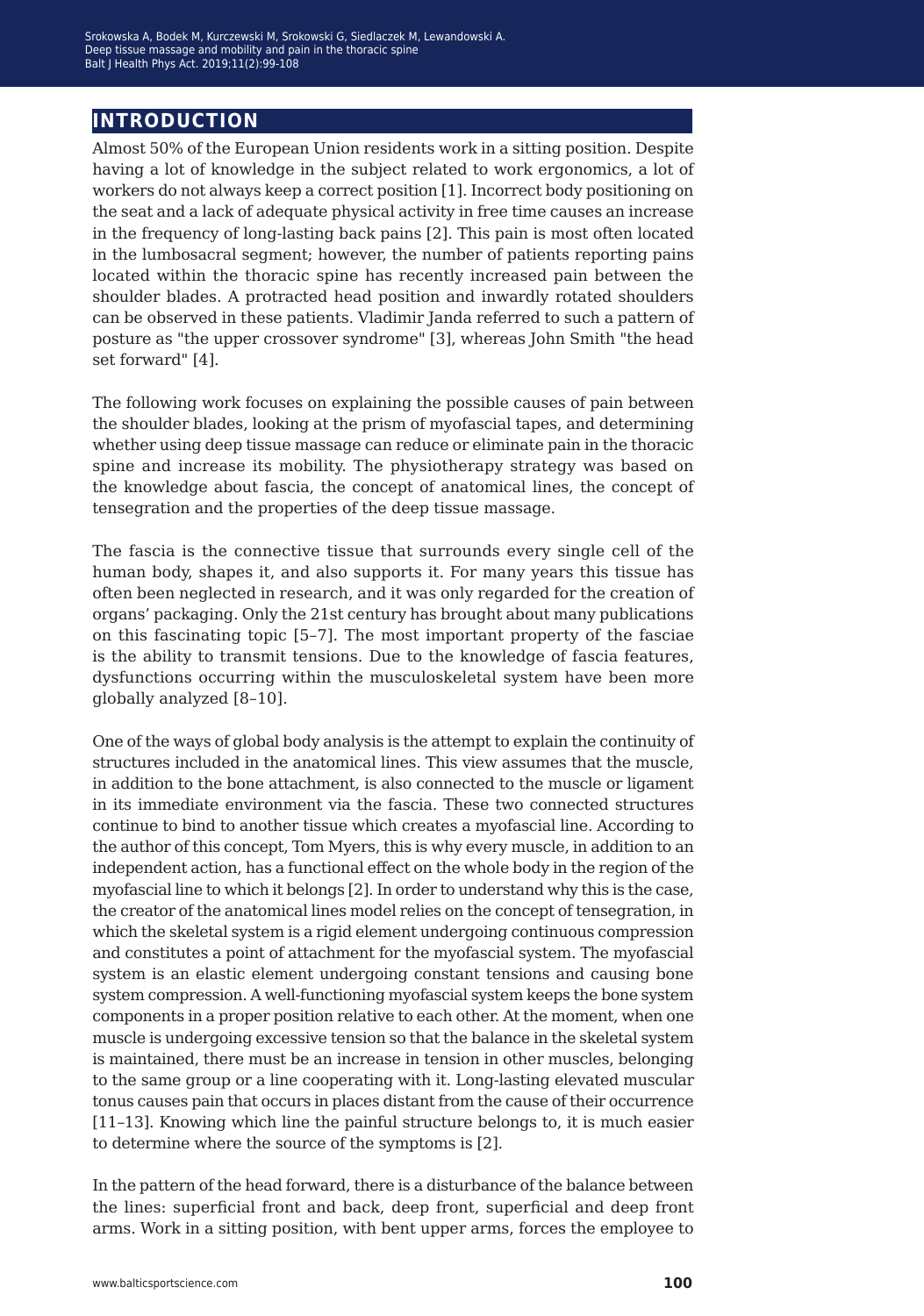## INTRODUCTION

Almost 50% of the European Union residents work in a sitting position. Despite having a lot of knowledge in the subject related to work ergonomics, a lot of workers do not always keep a correct position [1]. Incorrect body positioning on the seat and a lack of adequate physical activity in free time causes an increase in the frequency of long-lasting back pains [2]. This pain is most often located in the lumbosacral segment; however, the number of patients reporting pains located within the thoracic spine has recently increased pain between the shoulder blades. A protracted head position and inwardly rotated shoulders can be observed in these patients. Vladimir Janda referred to such a pattern of posture as "the upper crossover syndrome" [3], whereas John Smith "the head set forward" [4].

The following work focuses on explaining the possible causes of pain between the shoulder blades, looking at the prism of myofascial tapes, and determining whether using deep tissue massage can reduce or eliminate pain in the thoracic spine and increase its mobility. The physiotherapy strategy was based on the knowledge about fascia, the concept of anatomical lines, the concept of tensegration and the properties of the deep tissue massage.

The fascia is the connective tissue that surrounds every single cell of the human body, shapes it, and also supports it. For many years this tissue has often been neglected in research, and it was only regarded for the creation of organs' packaging. Only the 21st century has brought about many publications on this fascinating topic [5–7]. The most important property of the fasciae is the ability to transmit tensions. Due to the knowledge of fascia features, dysfunctions occurring within the musculoskeletal system have been more globally analyzed [8–10].

One of the ways of global body analysis is the attempt to explain the continuity of structures included in the anatomical lines. This view assumes that the muscle, in addition to the bone attachment, is also connected to the muscle or ligament in its immediate environment via the fascia. These two connected structures continue to bind to another tissue which creates a myofascial line. According to the author of this concept, Tom Myers, this is why every muscle, in addition to an independent action, has a functional effect on the whole body in the region of the myofascial line to which it belongs [2]. In order to understand why this is the case, the creator of the anatomical lines model relies on the concept of tensegration, in which the skeletal system is a rigid element undergoing continuous compression and constitutes a point of attachment for the myofascial system. The myofascial system is an elastic element undergoing constant tensions and causing bone system compression. A well-functioning myofascial system keeps the bone system components in a proper position relative to each other. At the moment, when one muscle is undergoing excessive tension so that the balance in the skeletal system is maintained, there must be an increase in tension in other muscles, belonging to the same group or a line cooperating with it. Long-lasting elevated muscular tonus causes pain that occurs in places distant from the cause of their occurrence [11–13]. Knowing which line the painful structure belongs to, it is much easier to determine where the source of the symptoms is [2].

In the pattern of the head forward, there is a disturbance of the balance between the lines: superficial front and back, deep front, superficial and deep front arms. Work in a sitting position, with bent upper arms, forces the employee to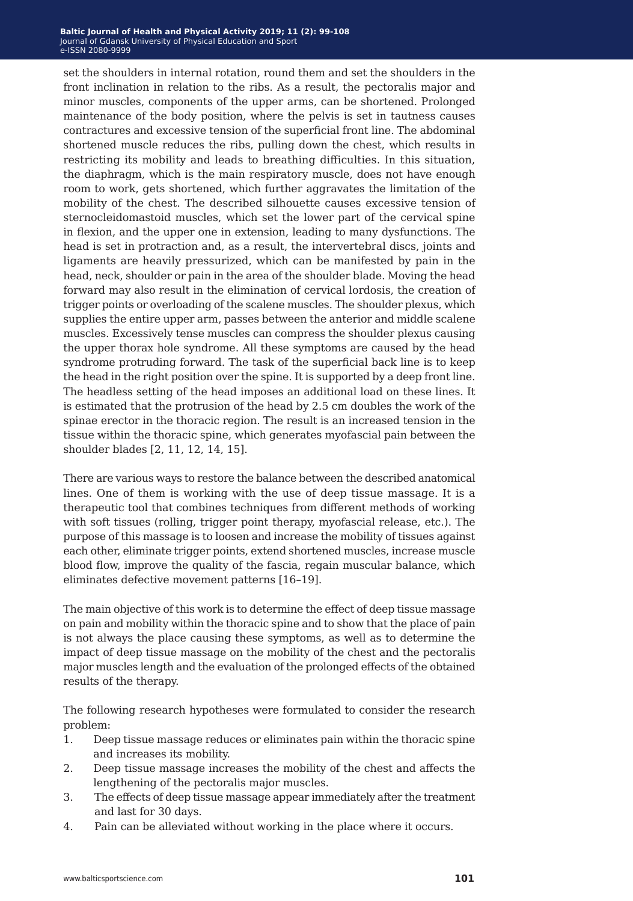set the shoulders in internal rotation, round them and set the shoulders in the front inclination in relation to the ribs. As a result, the pectoralis major and minor muscles, components of the upper arms, can be shortened. Prolonged maintenance of the body position, where the pelvis is set in tautness causes contractures and excessive tension of the superficial front line. The abdominal shortened muscle reduces the ribs, pulling down the chest, which results in restricting its mobility and leads to breathing difficulties. In this situation, the diaphragm, which is the main respiratory muscle, does not have enough room to work, gets shortened, which further aggravates the limitation of the mobility of the chest. The described silhouette causes excessive tension of sternocleidomastoid muscles, which set the lower part of the cervical spine in flexion, and the upper one in extension, leading to many dysfunctions. The head is set in protraction and, as a result, the intervertebral discs, joints and ligaments are heavily pressurized, which can be manifested by pain in the head, neck, shoulder or pain in the area of the shoulder blade. Moving the head forward may also result in the elimination of cervical lordosis, the creation of trigger points or overloading of the scalene muscles. The shoulder plexus, which supplies the entire upper arm, passes between the anterior and middle scalene muscles. Excessively tense muscles can compress the shoulder plexus causing the upper thorax hole syndrome. All these symptoms are caused by the head syndrome protruding forward. The task of the superficial back line is to keep the head in the right position over the spine. It is supported by a deep front line. The headless setting of the head imposes an additional load on these lines. It is estimated that the protrusion of the head by 2.5 cm doubles the work of the spinae erector in the thoracic region. The result is an increased tension in the tissue within the thoracic spine, which generates myofascial pain between the shoulder blades [2, 11, 12, 14, 15].

There are various ways to restore the balance between the described anatomical lines. One of them is working with the use of deep tissue massage. It is a therapeutic tool that combines techniques from different methods of working with soft tissues (rolling, trigger point therapy, myofascial release, etc.). The purpose of this massage is to loosen and increase the mobility of tissues against each other, eliminate trigger points, extend shortened muscles, increase muscle blood flow, improve the quality of the fascia, regain muscular balance, which eliminates defective movement patterns [16–19].

The main objective of this work is to determine the effect of deep tissue massage on pain and mobility within the thoracic spine and to show that the place of pain is not always the place causing these symptoms, as well as to determine the impact of deep tissue massage on the mobility of the chest and the pectoralis major muscles length and the evaluation of the prolonged effects of the obtained results of the therapy.

The following research hypotheses were formulated to consider the research problem:

1. Deep tissue massage reduces or eliminates pain within the thoracic spine and increases its mobility.
2. Deep tissue massage increases the mobility of the chest and affects the lengthening of the pectoralis major muscles.
3. The effects of deep tissue massage appear immediately after the treatment and last for 30 days.
4. Pain can be alleviated without working in the place where it occurs.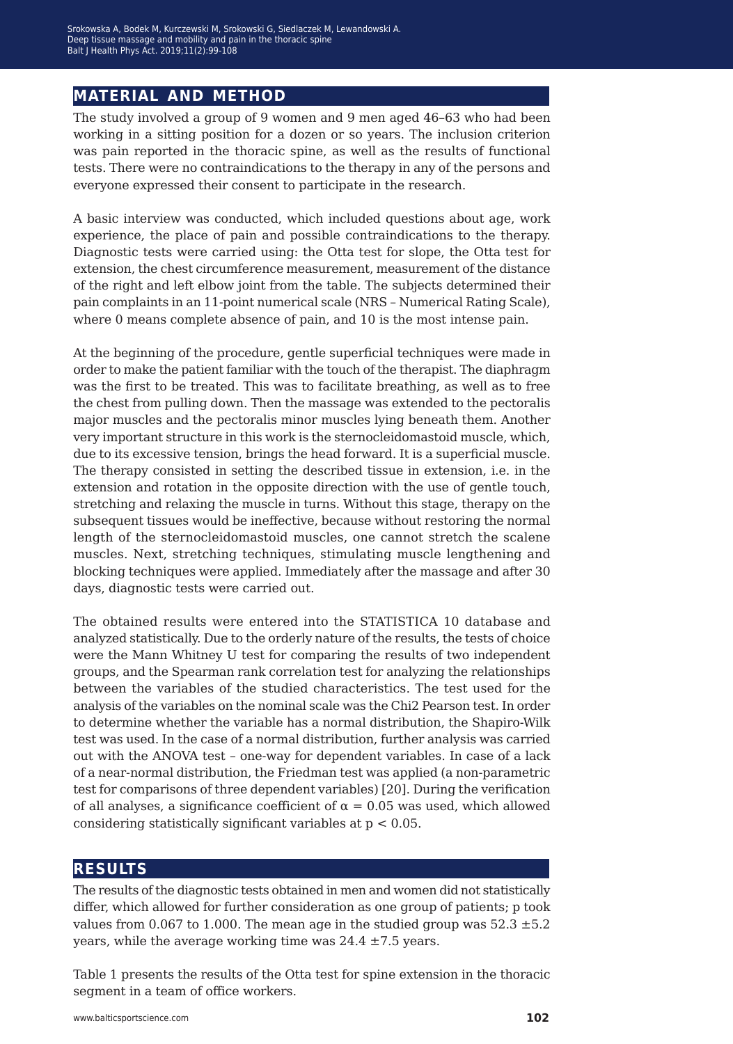## MATERIAL AND METHOD

The study involved a group of 9 women and 9 men aged 46–63 who had been working in a sitting position for a dozen or so years. The inclusion criterion was pain reported in the thoracic spine, as well as the results of functional tests. There were no contraindications to the therapy in any of the persons and everyone expressed their consent to participate in the research.

A basic interview was conducted, which included questions about age, work experience, the place of pain and possible contraindications to the therapy. Diagnostic tests were carried using: the Otta test for slope, the Otta test for extension, the chest circumference measurement, measurement of the distance of the right and left elbow joint from the table. The subjects determined their pain complaints in an 11-point numerical scale (NRS – Numerical Rating Scale), where 0 means complete absence of pain, and 10 is the most intense pain.

At the beginning of the procedure, gentle superficial techniques were made in order to make the patient familiar with the touch of the therapist. The diaphragm was the first to be treated. This was to facilitate breathing, as well as to free the chest from pulling down. Then the massage was extended to the pectoralis major muscles and the pectoralis minor muscles lying beneath them. Another very important structure in this work is the sternocleidomastoid muscle, which, due to its excessive tension, brings the head forward. It is a superficial muscle. The therapy consisted in setting the described tissue in extension, i.e. in the extension and rotation in the opposite direction with the use of gentle touch, stretching and relaxing the muscle in turns. Without this stage, therapy on the subsequent tissues would be ineffective, because without restoring the normal length of the sternocleidomastoid muscles, one cannot stretch the scalene muscles. Next, stretching techniques, stimulating muscle lengthening and blocking techniques were applied. Immediately after the massage and after 30 days, diagnostic tests were carried out.

The obtained results were entered into the STATISTICA 10 database and analyzed statistically. Due to the orderly nature of the results, the tests of choice were the Mann Whitney U test for comparing the results of two independent groups, and the Spearman rank correlation test for analyzing the relationships between the variables of the studied characteristics. The test used for the analysis of the variables on the nominal scale was the Chi2 Pearson test. In order to determine whether the variable has a normal distribution, the Shapiro-Wilk test was used. In the case of a normal distribution, further analysis was carried out with the ANOVA test – one-way for dependent variables. In case of a lack of a near-normal distribution, the Friedman test was applied (a non-parametric test for comparisons of three dependent variables) [20]. During the verification of all analyses, a significance coefficient of $\alpha = 0.05$ was used, which allowed considering statistically significant variables at $p < 0.05$.

## RESULTS

The results of the diagnostic tests obtained in men and women did not statistically differ, which allowed for further consideration as one group of patients; p took values from 0.067 to 1.000. The mean age in the studied group was 52.3 ±5.2 years, while the average working time was 24.4 ±7.5 years.

Table 1 presents the results of the Otta test for spine extension in the thoracic segment in a team of office workers.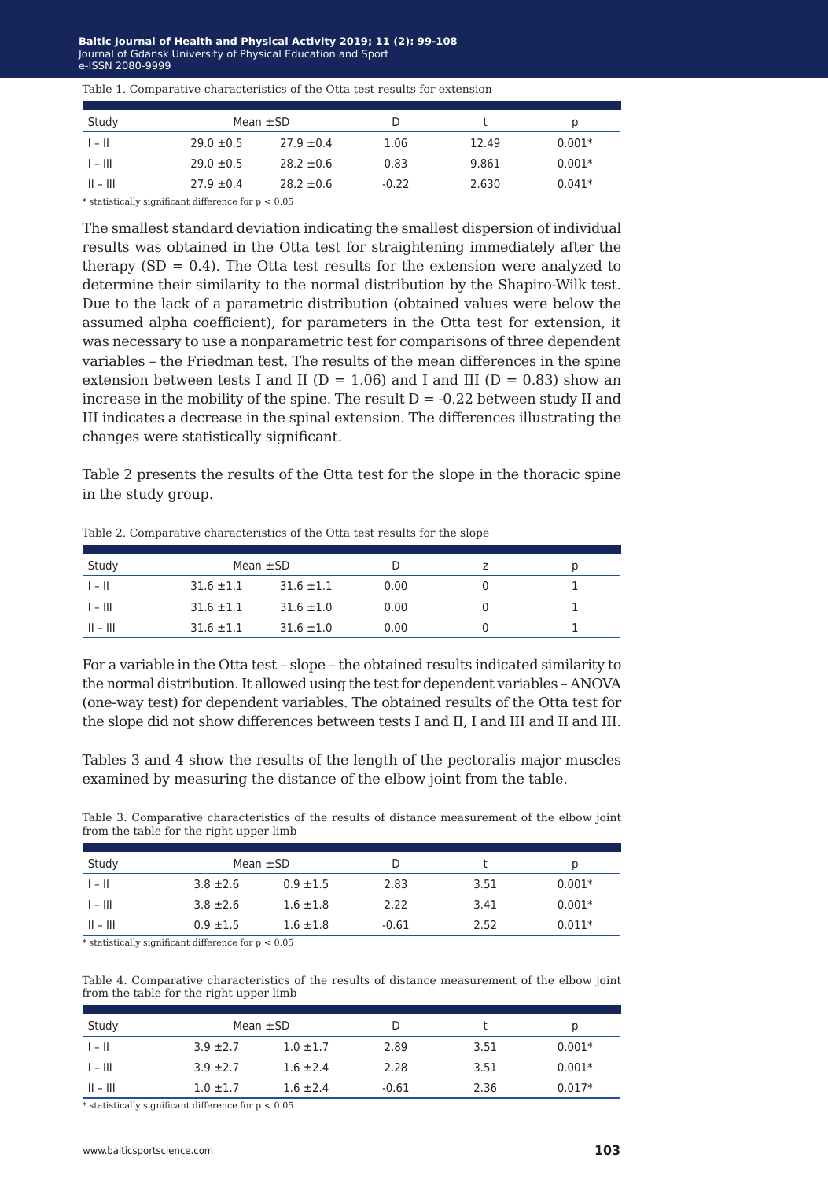Table 1. Comparative characteristics of the Otta test results for extension

| Study | Mean ±SD | | D | t | p |
|---|---|---|---|---|---|
| I – II | 29.0 ±0.5 | 27.9 ±0.4 | 1.06 | 12.49 | 0.001* |
| I – III | 29.0 ±0.5 | 28.2 ±0.6 | 0.83 | 9.861 | 0.001* |
| II – III | 27.9 ±0.4 | 28.2 ±0.6 | -0.22 | 2.630 | 0.041* |

* statistically significant difference for $p < 0.05$

The smallest standard deviation indicating the smallest dispersion of individual results was obtained in the Otta test for straightening immediately after the therapy (SD = 0.4). The Otta test results for the extension were analyzed to determine their similarity to the normal distribution by the Shapiro-Wilk test. Due to the lack of a parametric distribution (obtained values were below the assumed alpha coefficient), for parameters in the Otta test for extension, it was necessary to use a nonparametric test for comparisons of three dependent variables – the Friedman test. The results of the mean differences in the spine extension between tests I and II (D = 1.06) and I and III (D = 0.83) show an increase in the mobility of the spine. The result D = -0.22 between study II and III indicates a decrease in the spinal extension. The differences illustrating the changes were statistically significant.

Table 2 presents the results of the Otta test for the slope in the thoracic spine in the study group.

Table 2. Comparative characteristics of the Otta test results for the slope

| Study | Mean ±SD | | D | z | p |
|---|---|---|---|---|---|
| I – II | 31.6 ±1.1 | 31.6 ±1.1 | 0.00 | 0 | 1 |
| I – III | 31.6 ±1.1 | 31.6 ±1.0 | 0.00 | 0 | 1 |
| II – III | 31.6 ±1.1 | 31.6 ±1.0 | 0.00 | 0 | 1 |

For a variable in the Otta test – slope – the obtained results indicated similarity to the normal distribution. It allowed using the test for dependent variables – ANOVA (one-way test) for dependent variables. The obtained results of the Otta test for the slope did not show differences between tests I and II, I and III and II and III.

Tables 3 and 4 show the results of the length of the pectoralis major muscles examined by measuring the distance of the elbow joint from the table.

Table 3. Comparative characteristics of the results of distance measurement of the elbow joint from the table for the right upper limb

| Study | Mean ±SD | | D | t | p |
|---|---|---|---|---|---|
| I – II | 3.8 ±2.6 | 0.9 ±1.5 | 2.83 | 3.51 | 0.001* |
| I – III | 3.8 ±2.6 | 1.6 ±1.8 | 2.22 | 3.41 | 0.001* |
| II – III | 0.9 ±1.5 | 1.6 ±1.8 | -0.61 | 2.52 | 0.011* |

* statistically significant difference for $p < 0.05$

Table 4. Comparative characteristics of the results of distance measurement of the elbow joint from the table for the right upper limb

| Study | Mean ±SD | | D | t | p |
|---|---|---|---|---|---|
| I – II | 3.9 ±2.7 | 1.0 ±1.7 | 2.89 | 3.51 | 0.001* |
| I – III | 3.9 ±2.7 | 1.6 ±2.4 | 2.28 | 3.51 | 0.001* |
| II – III | 1.0 ±1.7 | 1.6 ±2.4 | -0.61 | 2.36 | 0.017* |

* statistically significant difference for $p < 0.05$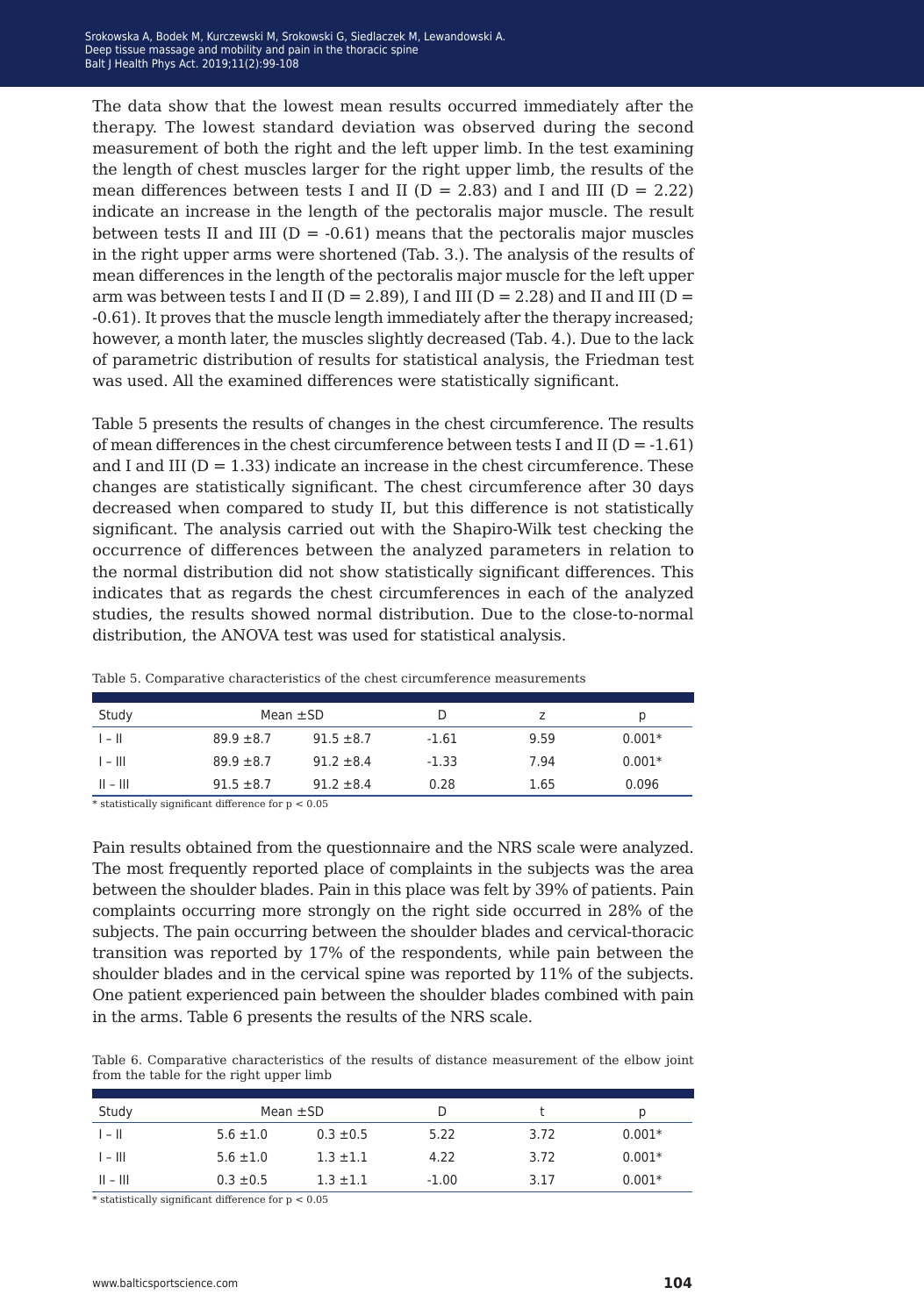The data show that the lowest mean results occurred immediately after the therapy. The lowest standard deviation was observed during the second measurement of both the right and the left upper limb. In the test examining the length of chest muscles larger for the right upper limb, the results of the mean differences between tests I and II (D = 2.83) and I and III (D = 2.22) indicate an increase in the length of the pectoralis major muscle. The result between tests II and III (D = -0.61) means that the pectoralis major muscles in the right upper arms were shortened (Tab. 3.). The analysis of the results of mean differences in the length of the pectoralis major muscle for the left upper arm was between tests I and II (D = 2.89), I and III (D = 2.28) and II and III (D = -0.61). It proves that the muscle length immediately after the therapy increased; however, a month later, the muscles slightly decreased (Tab. 4.). Due to the lack of parametric distribution of results for statistical analysis, the Friedman test was used. All the examined differences were statistically significant.

Table 5 presents the results of changes in the chest circumference. The results of mean differences in the chest circumference between tests I and II (D = -1.61) and I and III (D = 1.33) indicate an increase in the chest circumference. These changes are statistically significant. The chest circumference after 30 days decreased when compared to study II, but this difference is not statistically significant. The analysis carried out with the Shapiro-Wilk test checking the occurrence of differences between the analyzed parameters in relation to the normal distribution did not show statistically significant differences. This indicates that as regards the chest circumferences in each of the analyzed studies, the results showed normal distribution. Due to the close-to-normal distribution, the ANOVA test was used for statistical analysis.

Table 5. Comparative characteristics of the chest circumference measurements

| Study | Mean ±SD | | D | z | p |
|---|---|---|---|---|---|
| I – II | 89.9 ±8.7 | 91.5 ±8.7 | -1.61 | 9.59 | 0.001* |
| I – III | 89.9 ±8.7 | 91.2 ±8.4 | -1.33 | 7.94 | 0.001* |
| II – III | 91.5 ±8.7 | 91.2 ±8.4 | 0.28 | 1.65 | 0.096 |

\* statistically significant difference for $p < 0.05$

Pain results obtained from the questionnaire and the NRS scale were analyzed. The most frequently reported place of complaints in the subjects was the area between the shoulder blades. Pain in this place was felt by 39% of patients. Pain complaints occurring more strongly on the right side occurred in 28% of the subjects. The pain occurring between the shoulder blades and cervical-thoracic transition was reported by 17% of the respondents, while pain between the shoulder blades and in the cervical spine was reported by 11% of the subjects. One patient experienced pain between the shoulder blades combined with pain in the arms. Table 6 presents the results of the NRS scale.

Table 6. Comparative characteristics of the results of distance measurement of the elbow joint from the table for the right upper limb

| Study | Mean ±SD | | D | t | p |
|---|---|---|---|---|---|
| I – II | 5.6 ±1.0 | 0.3 ±0.5 | 5.22 | 3.72 | 0.001* |
| I – III | 5.6 ±1.0 | 1.3 ±1.1 | 4.22 | 3.72 | 0.001* |
| II – III | 0.3 ±0.5 | 1.3 ±1.1 | -1.00 | 3.17 | 0.001* |

\* statistically significant difference for $p < 0.05$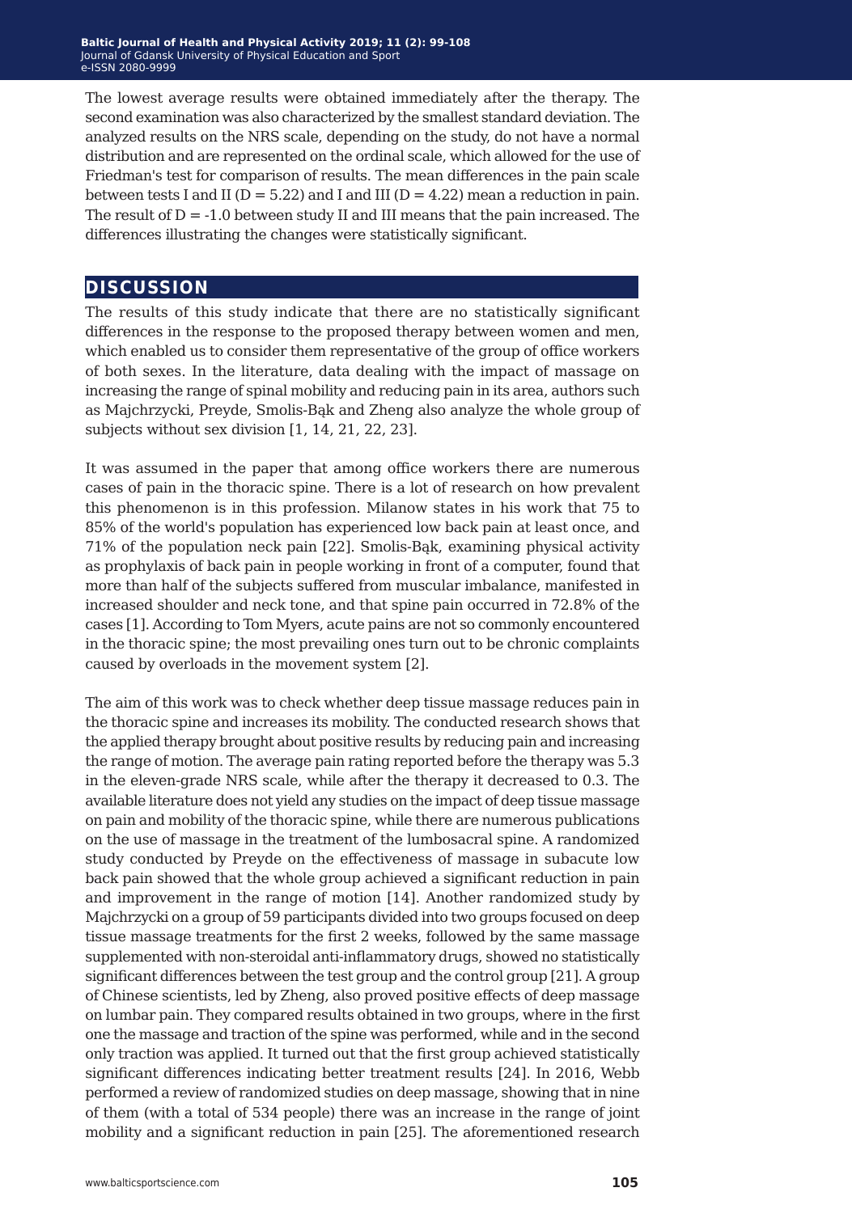The lowest average results were obtained immediately after the therapy. The second examination was also characterized by the smallest standard deviation. The analyzed results on the NRS scale, depending on the study, do not have a normal distribution and are represented on the ordinal scale, which allowed for the use of Friedman's test for comparison of results. The mean differences in the pain scale between tests I and II ($D = 5.22$) and I and III ($D = 4.22$) mean a reduction in pain. The result of $D = -1.0$ between study II and III means that the pain increased. The differences illustrating the changes were statistically significant.

## DISCUSSION

The results of this study indicate that there are no statistically significant differences in the response to the proposed therapy between women and men, which enabled us to consider them representative of the group of office workers of both sexes. In the literature, data dealing with the impact of massage on increasing the range of spinal mobility and reducing pain in its area, authors such as Majchrzycki, Preyde, Smolis-Bąk and Zheng also analyze the whole group of subjects without sex division [1, 14, 21, 22, 23].

It was assumed in the paper that among office workers there are numerous cases of pain in the thoracic spine. There is a lot of research on how prevalent this phenomenon is in this profession. Milanow states in his work that 75 to 85% of the world's population has experienced low back pain at least once, and 71% of the population neck pain [22]. Smolis-Bąk, examining physical activity as prophylaxis of back pain in people working in front of a computer, found that more than half of the subjects suffered from muscular imbalance, manifested in increased shoulder and neck tone, and that spine pain occurred in 72.8% of the cases [1]. According to Tom Myers, acute pains are not so commonly encountered in the thoracic spine; the most prevailing ones turn out to be chronic complaints caused by overloads in the movement system [2].

The aim of this work was to check whether deep tissue massage reduces pain in the thoracic spine and increases its mobility. The conducted research shows that the applied therapy brought about positive results by reducing pain and increasing the range of motion. The average pain rating reported before the therapy was 5.3 in the eleven-grade NRS scale, while after the therapy it decreased to 0.3. The available literature does not yield any studies on the impact of deep tissue massage on pain and mobility of the thoracic spine, while there are numerous publications on the use of massage in the treatment of the lumbosacral spine. A randomized study conducted by Preyde on the effectiveness of massage in subacute low back pain showed that the whole group achieved a significant reduction in pain and improvement in the range of motion [14]. Another randomized study by Majchrzycki on a group of 59 participants divided into two groups focused on deep tissue massage treatments for the first 2 weeks, followed by the same massage supplemented with non-steroidal anti-inflammatory drugs, showed no statistically significant differences between the test group and the control group [21]. A group of Chinese scientists, led by Zheng, also proved positive effects of deep massage on lumbar pain. They compared results obtained in two groups, where in the first one the massage and traction of the spine was performed, while and in the second only traction was applied. It turned out that the first group achieved statistically significant differences indicating better treatment results [24]. In 2016, Webb performed a review of randomized studies on deep massage, showing that in nine of them (with a total of 534 people) there was an increase in the range of joint mobility and a significant reduction in pain [25]. The aforementioned research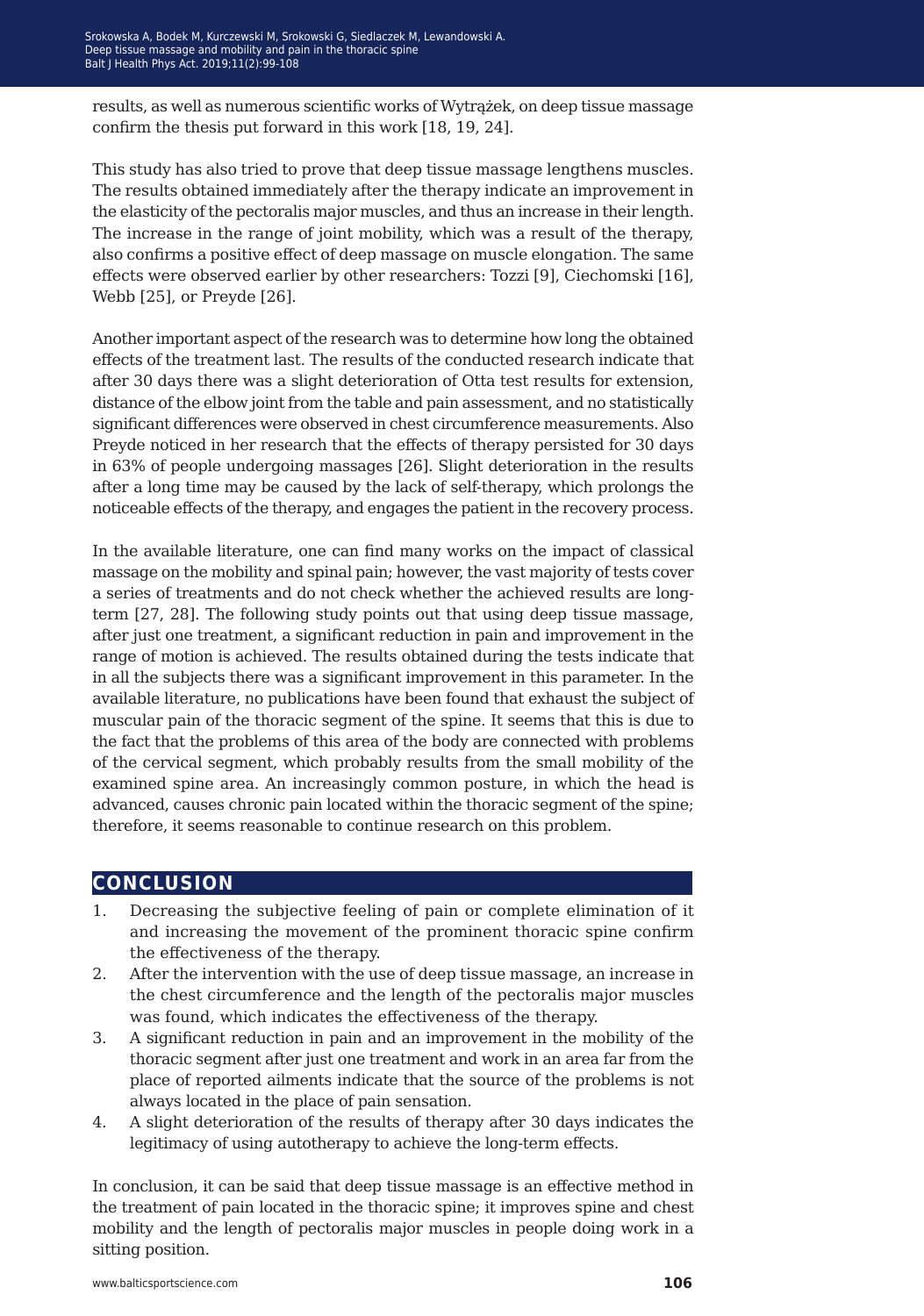results, as well as numerous scientific works of Wytrążek, on deep tissue massage confirm the thesis put forward in this work [18, 19, 24].

This study has also tried to prove that deep tissue massage lengthens muscles. The results obtained immediately after the therapy indicate an improvement in the elasticity of the pectoralis major muscles, and thus an increase in their length. The increase in the range of joint mobility, which was a result of the therapy, also confirms a positive effect of deep massage on muscle elongation. The same effects were observed earlier by other researchers: Tozzi [9], Ciechomski [16], Webb [25], or Preyde [26].

Another important aspect of the research was to determine how long the obtained effects of the treatment last. The results of the conducted research indicate that after 30 days there was a slight deterioration of Otta test results for extension, distance of the elbow joint from the table and pain assessment, and no statistically significant differences were observed in chest circumference measurements. Also Preyde noticed in her research that the effects of therapy persisted for 30 days in 63% of people undergoing massages [26]. Slight deterioration in the results after a long time may be caused by the lack of self-therapy, which prolongs the noticeable effects of the therapy, and engages the patient in the recovery process.

In the available literature, one can find many works on the impact of classical massage on the mobility and spinal pain; however, the vast majority of tests cover a series of treatments and do not check whether the achieved results are long-term [27, 28]. The following study points out that using deep tissue massage, after just one treatment, a significant reduction in pain and improvement in the range of motion is achieved. The results obtained during the tests indicate that in all the subjects there was a significant improvement in this parameter. In the available literature, no publications have been found that exhaust the subject of muscular pain of the thoracic segment of the spine. It seems that this is due to the fact that the problems of this area of the body are connected with problems of the cervical segment, which probably results from the small mobility of the examined spine area. An increasingly common posture, in which the head is advanced, causes chronic pain located within the thoracic segment of the spine; therefore, it seems reasonable to continue research on this problem.

## CONCLUSION

1. Decreasing the subjective feeling of pain or complete elimination of it and increasing the movement of the prominent thoracic spine confirm the effectiveness of the therapy.
2. After the intervention with the use of deep tissue massage, an increase in the chest circumference and the length of the pectoralis major muscles was found, which indicates the effectiveness of the therapy.
3. A significant reduction in pain and an improvement in the mobility of the thoracic segment after just one treatment and work in an area far from the place of reported ailments indicate that the source of the problems is not always located in the place of pain sensation.
4. A slight deterioration of the results of therapy after 30 days indicates the legitimacy of using autotherapy to achieve the long-term effects.

In conclusion, it can be said that deep tissue massage is an effective method in the treatment of pain located in the thoracic spine; it improves spine and chest mobility and the length of pectoralis major muscles in people doing work in a sitting position.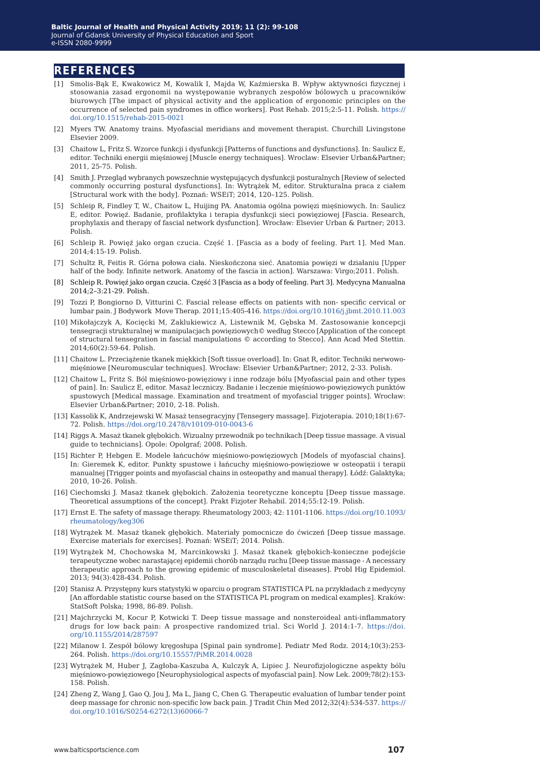## REFERENCES

[1] Smolis-Bąk E, Kwakowicz M, Kowalik I, Majda W, Kaźmierska B. Wpływ aktywności fizycznej i stosowania zasad ergonomii na występowanie wybranych zespołów bólowych u pracowników biurowych [The impact of physical activity and the application of ergonomic principles on the occurrence of selected pain syndromes in office workers]. Post Rehab. 2015;2:5-11. Polish. https://doi.org/10.1515/rehab-2015-0021

[2] Myers TW. Anatomy trains. Myofascial meridians and movement therapist. Churchill Livingstone Elsevier 2009.

[3] Chaitow L, Fritz S. Wzorce funkcji i dysfunkcji [Patterns of functions and dysfunctions]. In: Saulicz E, editor. Techniki energii mięśniowej [Muscle energy techniques]. Wroclaw: Elsevier Urban&Partner; 2011, 25-75. Polish.

[4] Smith J. Przegląd wybranych powszechnie występujących dysfunkcji posturalnych [Review of selected commonly occurring postural dysfunctions]. In: Wytrążek M, editor. Strukturalna praca z ciałem [Structural work with the body]. Poznań: WSEiT; 2014, 120–125. Polish.

[5] Schleip R, Findley T, W., Chaitow L, Huijing PA. Anatomia ogólna powięzi mięśniowych. In: Saulicz E, editor. Powięź. Badanie, profilaktyka i terapia dysfunkcji sieci powięziowej [Fascia. Research, prophylaxis and therapy of fascial network dysfunction]. Wrocław: Elsevier Urban & Partner; 2013. Polish.

[6] Schleip R. Powięź jako organ czucia. Część 1. [Fascia as a body of feeling. Part 1]. Med Man. 2014;4:15-19. Polish.

[7] Schultz R, Feitis R. Górna połowa ciała. Nieskończona sieć. Anatomia powięzi w działaniu [Upper half of the body. Infinite network. Anatomy of the fascia in action]. Warszawa: Virgo;2011. Polish.

[8] Schleip R. Powięź jako organ czucia. Część 3 [Fascia as a body of feeling. Part 3]. Medycyna Manualna 2014;2–3:21-29. Polish.

[9] Tozzi P, Bongiorno D, Vitturini C. Fascial release effects on patients with non- specific cervical or lumbar pain. J Bodywork Move Therap. 2011;15:405-416. https://doi.org/10.1016/j.jbmt.2010.11.003

[10] Mikołajczyk A, Kocięcki M, Zaklukiewicz A, Listewnik M, Gębska M. Zastosowanie koncepcji tensegracji strukturalnej w manipulacjach powięziowych© według Stecco [Application of the concept of structural tensegration in fascial manipulations © according to Stecco]. Ann Acad Med Stettin. 2014;60(2):59-64. Polish.

[11] Chaitow L. Przeciążenie tkanek miękkich [Soft tissue overload]. In: Gnat R, editor. Techniki nerwowo-mięśniowe [Neuromuscular techniques]. Wrocław: Elsevier Urban&Partner; 2012, 2-33. Polish.

[12] Chaitow L, Fritz S. Ból mięśniowo-powięziowy i inne rodzaje bólu [Myofascial pain and other types of pain]. In: Saulicz E, editor. Masaż leczniczy. Badanie i leczenie mięśniowo-powięziowych punktów spustowych [Medical massage. Examination and treatment of myofascial trigger points]. Wrocław: Elsevier Urban&Partner; 2010, 2-18. Polish.

[13] Kassolik K, Andrzejewski W. Masaż tensegracyjny [Tensegery massage]. Fizjoterapia. 2010;18(1):67-72. Polish. https://doi.org/10.2478/v10109-010-0043-6

[14] Riggs A. Masaż tkanek głębokich. Wizualny przewodnik po technikach [Deep tissue massage. A visual guide to technicians]. Opole: Opolgraf; 2008. Polish.

[15] Richter P, Hebgen E. Modele łańcuchów mięśniowo-powięziowych [Models of myofascial chains]. In: Gieremek K, editor. Punkty spustowe i łańcuchy mięśniowo-powięziowe w osteopatii i terapii manualnej [Trigger points and myofascial chains in osteopathy and manual therapy]. Łódź: Galaktyka; 2010, 10-26. Polish.

[16] Ciechomski J. Masaż tkanek głębokich. Założenia teoretyczne konceptu [Deep tissue massage. Theoretical assumptions of the concept]. Prakt Fizjoter Rehabil. 2014;55:12-19. Polish.

[17] Ernst E. The safety of massage therapy. Rheumatology 2003; 42: 1101-1106. https://doi.org/10.1093/rheumatology/keg306

[18] Wytrążek M. Masaż tkanek głębokich. Materiały pomocnicze do ćwiczeń [Deep tissue massage. Exercise materials for exercises]. Poznań: WSEiT; 2014. Polish.

[19] Wytrążek M, Chochowska M, Marcinkowski J. Masaż tkanek głębokich-konieczne podejście terapeutyczne wobec narastającej epidemii chorób narządu ruchu [Deep tissue massage - A necessary therapeutic approach to the growing epidemic of musculoskeletal diseases]. Probl Hig Epidemiol. 2013; 94(3):428-434. Polish.

[20] Stanisz A. Przystępny kurs statystyki w oparciu o program STATISTICA PL na przykładach z medycyny [An affordable statistic course based on the STATISTICA PL program on medical examples]. Kraków: StatSoft Polska; 1998, 86-89. Polish.

[21] Majchrzycki M, Kocur P, Kotwicki T. Deep tissue massage and nonsteroideal anti-inflammatory drugs for low back pain: A prospective randomized trial. Sci World J. 2014:1-7. https://doi.org/10.1155/2014/287597

[22] Milanow I. Zespół bólowy kręgosłupa [Spinal pain syndrome]. Pediatr Med Rodz. 2014;10(3):253-264. Polish. https://doi.org/10.15557/PiMR.2014.0028

[23] Wytrążek M, Huber J, Zagłoba-Kaszuba A, Kulczyk A, Lipiec J. Neurofizjologiczne aspekty bólu mięśniowo-powięziowego [Neurophysiological aspects of myofascial pain]. Now Lek. 2009;78(2):153-158. Polish.

[24] Zheng Z, Wang J, Gao Q, Jou J, Ma L, Jiang C, Chen G. Therapeutic evaluation of lumbar tender point deep massage for chronic non-specific low back pain. J Tradit Chin Med 2012;32(4):534-537. https://doi.org/10.1016/S0254-6272(13)60066-7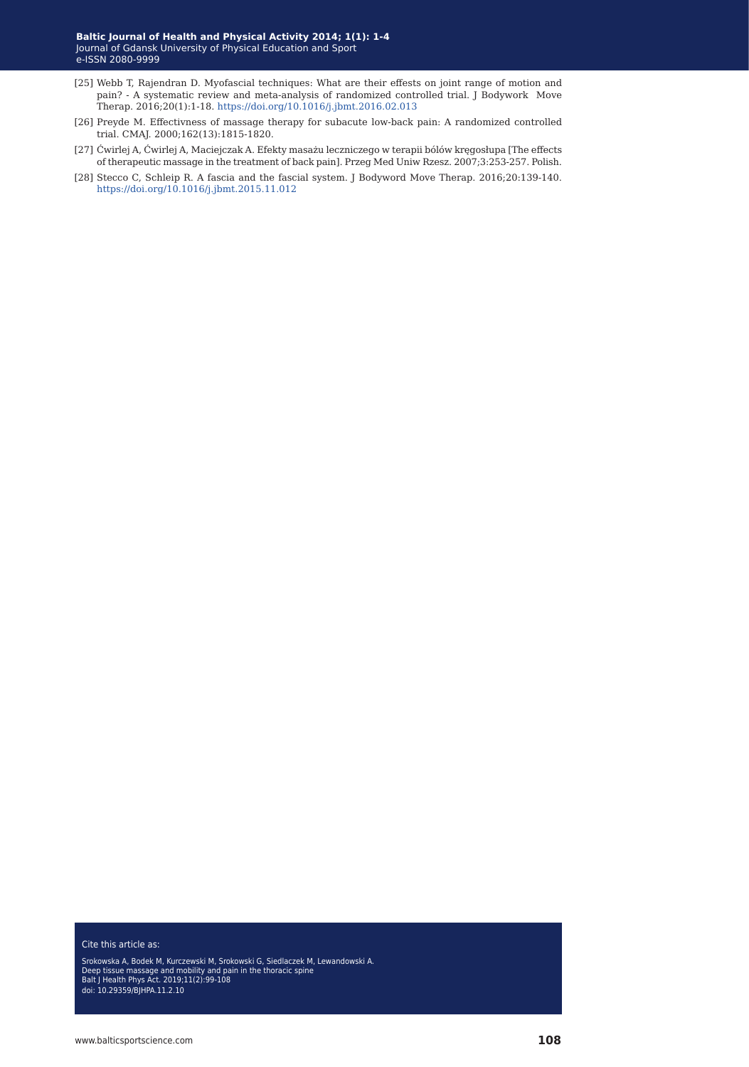[25] Webb T, Rajendran D. Myofascial techniques: What are their effests on joint range of motion and pain? - A systematic review and meta-analysis of randomized controlled trial. J Bodywork Move Therap. 2016;20(1):1-18. https://doi.org/10.1016/j.jbmt.2016.02.013

[26] Preyde M. Effectivness of massage therapy for subacute low-back pain: A randomized controlled trial. CMAJ. 2000;162(13):1815-1820.

[27] Ćwirlej A, Ćwirlej A, Maciejczak A. Efekty masażu leczniczego w terapii bólów kręgosłupa [The effects of therapeutic massage in the treatment of back pain]. Przeg Med Uniw Rzesz. 2007;3:253-257. Polish.

[28] Stecco C, Schleip R. A fascia and the fascial system. J Bodyword Move Therap. 2016;20:139-140. https://doi.org/10.1016/j.jbmt.2015.11.012

Cite this article as:

Srokowska A, Bodek M, Kurczewski M, Srokowski G, Siedlaczek M, Lewandowski A.
Deep tissue massage and mobility and pain in the thoracic spine
Balt J Health Phys Act. 2019;11(2):99-108
doi: 10.29359/BJHPA.11.2.10